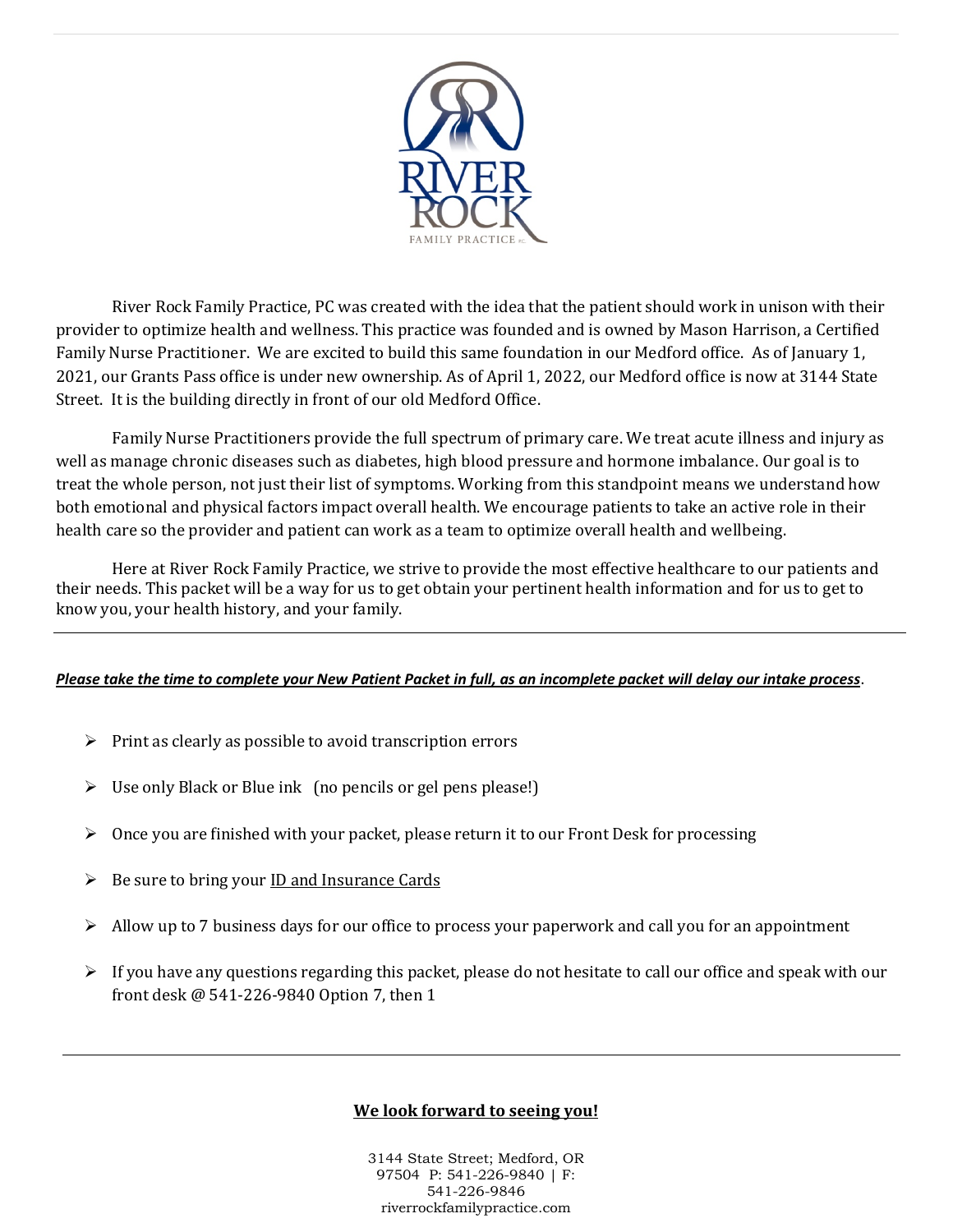RIVER ROCK

FAMILY PRACTICE PC

River Rock Family Practice, PC was created with the idea that the patient should work in unison with their provider to optimize health and wellness. This practice was founded and is owned by Mason Harrison, a Certified Family Nurse Practitioner. We are excited to build this same foundation in our Medford office. As of January 1, 2021, our Grants Pass office is under new ownership. As of April 1, 2022, our Medford office is now at 3144 State Street. It is the building directly in front of our old Medford Office.

Family Nurse Practitioners provide the full spectrum of primary care. We treat acute illness and injury as well as manage chronic diseases such as diabetes, high blood pressure and hormone imbalance. Our goal is to treat the whole person, not just their list of symptoms. Working from this standpoint means we understand how both emotional and physical factors impact overall health. We encourage patients to take an active role in their health care so the provider and patient can work as a team to optimize overall health and wellbeing.

Here at River Rock Family Practice, we strive to provide the most effective healthcare to our patients and their needs. This packet will be a way for us to get obtain your pertinent health information and for us to get to know you, your health history, and your family.

---

***Please take the time to complete your New Patient Packet in full, as an incomplete packet will delay our intake process***.

- Print as clearly as possible to avoid transcription errors
- Use only Black or Blue ink (no pencils or gel pens please!)
- Once you are finished with your packet, please return it to our Front Desk for processing
- Be sure to bring your ID and Insurance Cards
- Allow up to 7 business days for our office to process your paperwork and call you for an appointment
- If you have any questions regarding this packet, please do not hesitate to call our office and speak with our front desk @ 541-226-9840 Option 7, then 1

---

**We look forward to seeing you!**

3144 State Street; Medford, OR 97504 P: 541-226-9840 | F: 541-226-9846
riverrockfamilypractice.com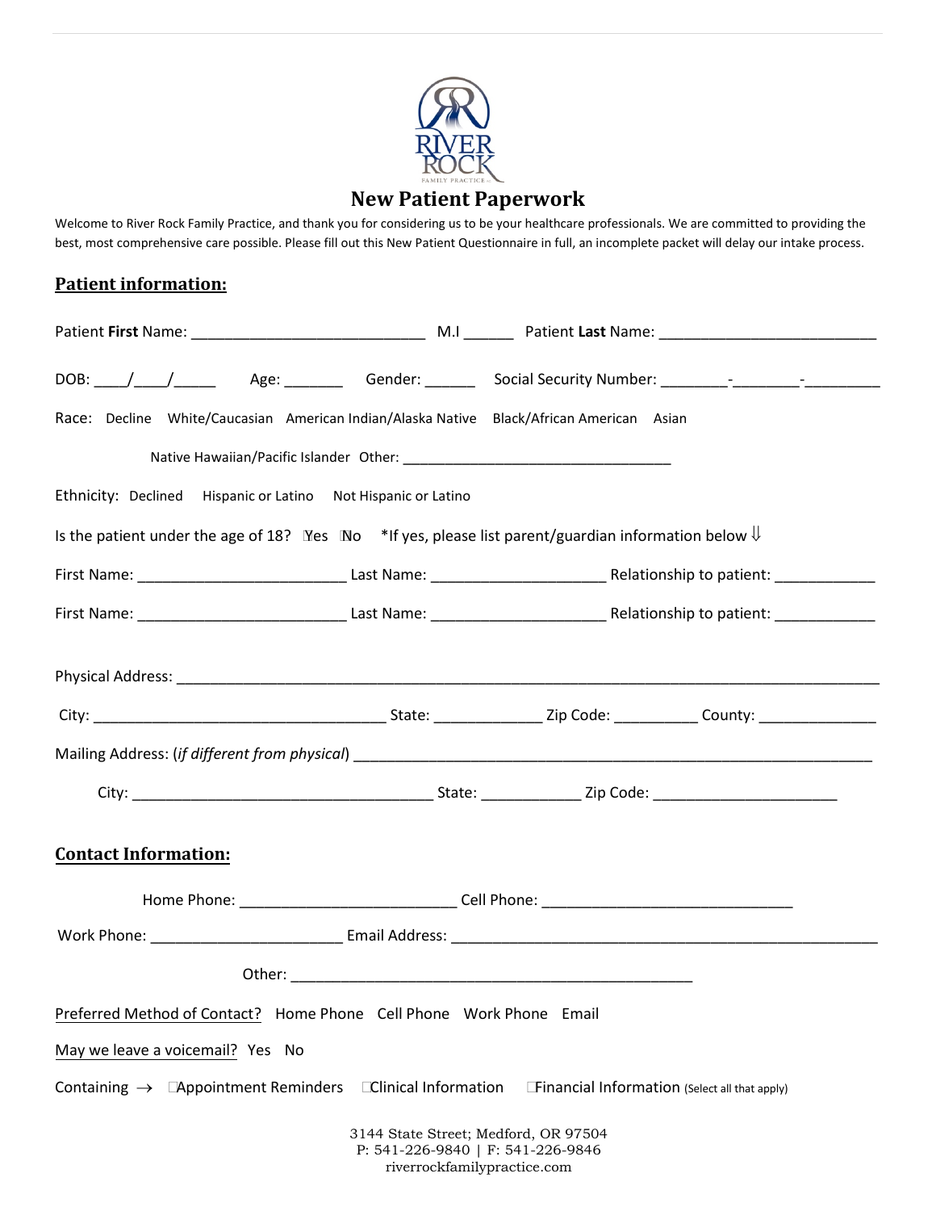# New Patient Paperwork

Welcome to River Rock Family Practice, and thank you for considering us to be your healthcare professionals. We are committed to providing the best, most comprehensive care possible. Please fill out this New Patient Questionnaire in full, an incomplete packet will delay our intake process.

## Patient information:

Patient **First** Name: ___________________________ M.I ______ Patient **Last** Name: _________________________

DOB: ____/____/_____ Age: _______ Gender: ______ Social Security Number: ________-________-_________

Race: Decline White/Caucasian American Indian/Alaska Native Black/African American Asian

Native Hawaiian/Pacific Islander Other: _________________________________

Ethnicity: Declined Hispanic or Latino Not Hispanic or Latino

Is the patient under the age of 18? ☐Yes ☐No *If yes, please list parent/guardian information below ⇓

First Name: ________________________ Last Name: ____________________ Relationship to patient: ___________

First Name: ________________________ Last Name: ____________________ Relationship to patient: ___________

Physical Address: ________________________________________________________________________________

City: _________________________________ State: ____________ Zip Code: _________ County: _____________

Mailing Address: (*if different from physical*) _____________________________________________________________

City: ___________________________________ State: ___________ Zip Code: _____________________

## Contact Information:

Home Phone: _________________________ Cell Phone: _____________________________

Work Phone: ______________________ Email Address: __________________________________________________

Other: _______________________________________________

Preferred Method of Contact? Home Phone Cell Phone Work Phone Email

May we leave a voicemail? Yes No

Containing → ☐Appointment Reminders ☐Clinical Information ☐Financial Information (Select all that apply)

3144 State Street; Medford, OR 97504
P: 541-226-9840 | F: 541-226-9846
riverrockfamilypractice.com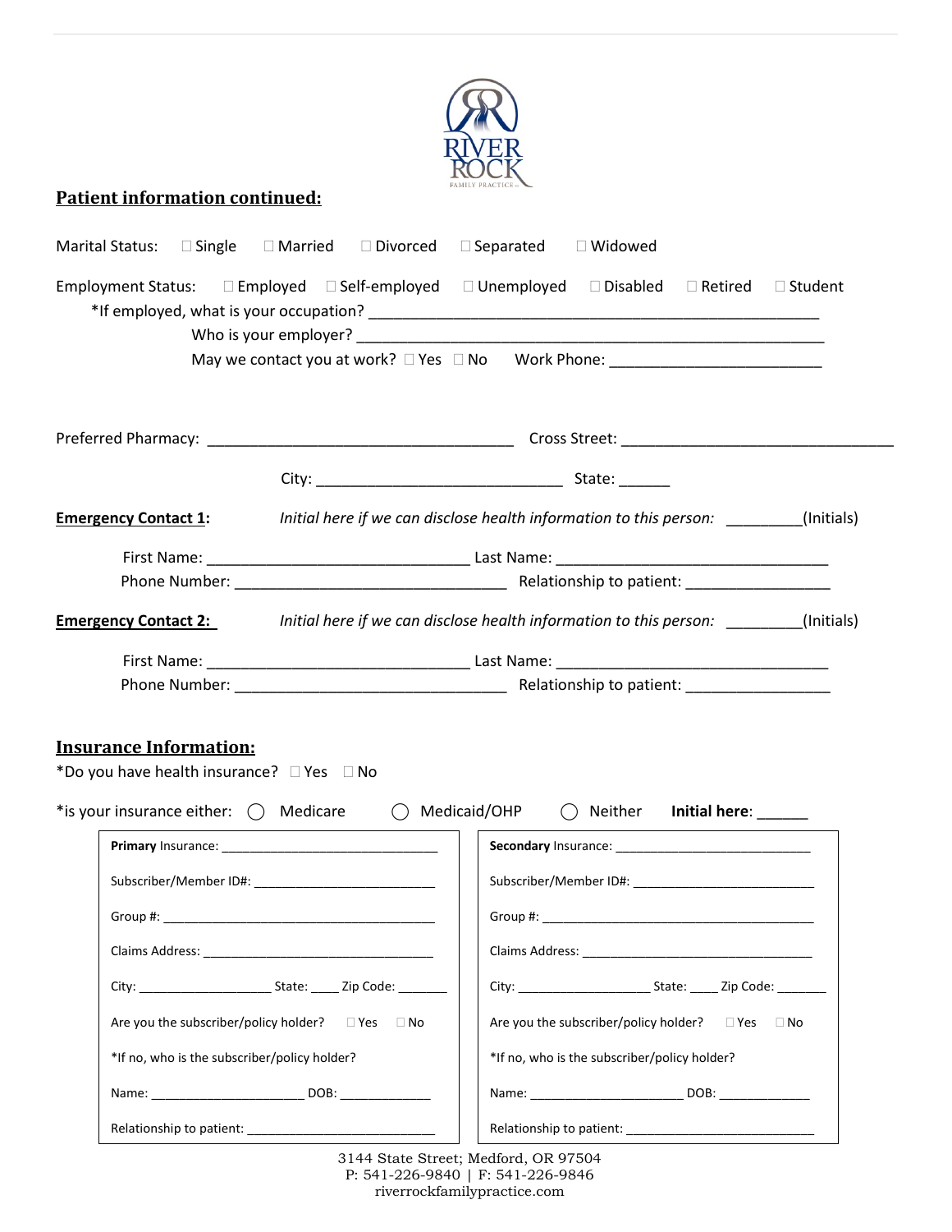RIVER ROCK
FAMILY PRACTICE

## Patient information continued:

Marital Status: ☐ Single ☐ Married ☐ Divorced ☐ Separated ☐ Widowed

Employment Status: ☐ Employed ☐ Self-employed ☐ Unemployed ☐ Disabled ☐ Retired ☐ Student

*If employed, what is your occupation? ______________________________________________________

Who is your employer? ______________________________________________________

May we contact you at work? ☐ Yes ☐ No Work Phone: __________________________

Preferred Pharmacy: _____________________________________ Cross Street: _________________________________

City: ______________________________ State: ______

**Emergency Contact 1:** *Initial here if we can disclose health information to this person:* _________(Initials)

First Name: ________________________________ Last Name: _________________________________

Phone Number: _________________________________ Relationship to patient: _________________

**Emergency Contact 2:** *Initial here if we can disclose health information to this person:* _________(Initials)

First Name: ________________________________ Last Name: _________________________________

Phone Number: _________________________________ Relationship to patient: _________________

## Insurance Information:

*Do you have health insurance? ☐ Yes ☐ No

*is your insurance either: ◯ Medicare ◯ Medicaid/OHP ◯ Neither **Initial here**: ______

| **Primary** Insurance: _______________________________ | **Secondary** Insurance: ____________________________ |
|---|---|
| Subscriber/Member ID#: __________________________ | Subscriber/Member ID#: __________________________ |
| Group #: ______________________________________ | Group #: ______________________________________ |
| Claims Address: _________________________________ | Claims Address: _________________________________ |
| City: ___________________ State: ____ Zip Code: _______ | City: ___________________ State: ____ Zip Code: _______ |
| Are you the subscriber/policy holder? ☐ Yes ☐ No | Are you the subscriber/policy holder? ☐ Yes ☐ No |
| *If no, who is the subscriber/policy holder? | *If no, who is the subscriber/policy holder? |
| Name: ______________________ DOB: _____________ | Name: ______________________ DOB: _____________ |
| Relationship to patient: ___________________________ | Relationship to patient: ___________________________ |

3144 State Street; Medford, OR 97504
P: 541-226-9840 | F: 541-226-9846
riverrockfamilypractice.com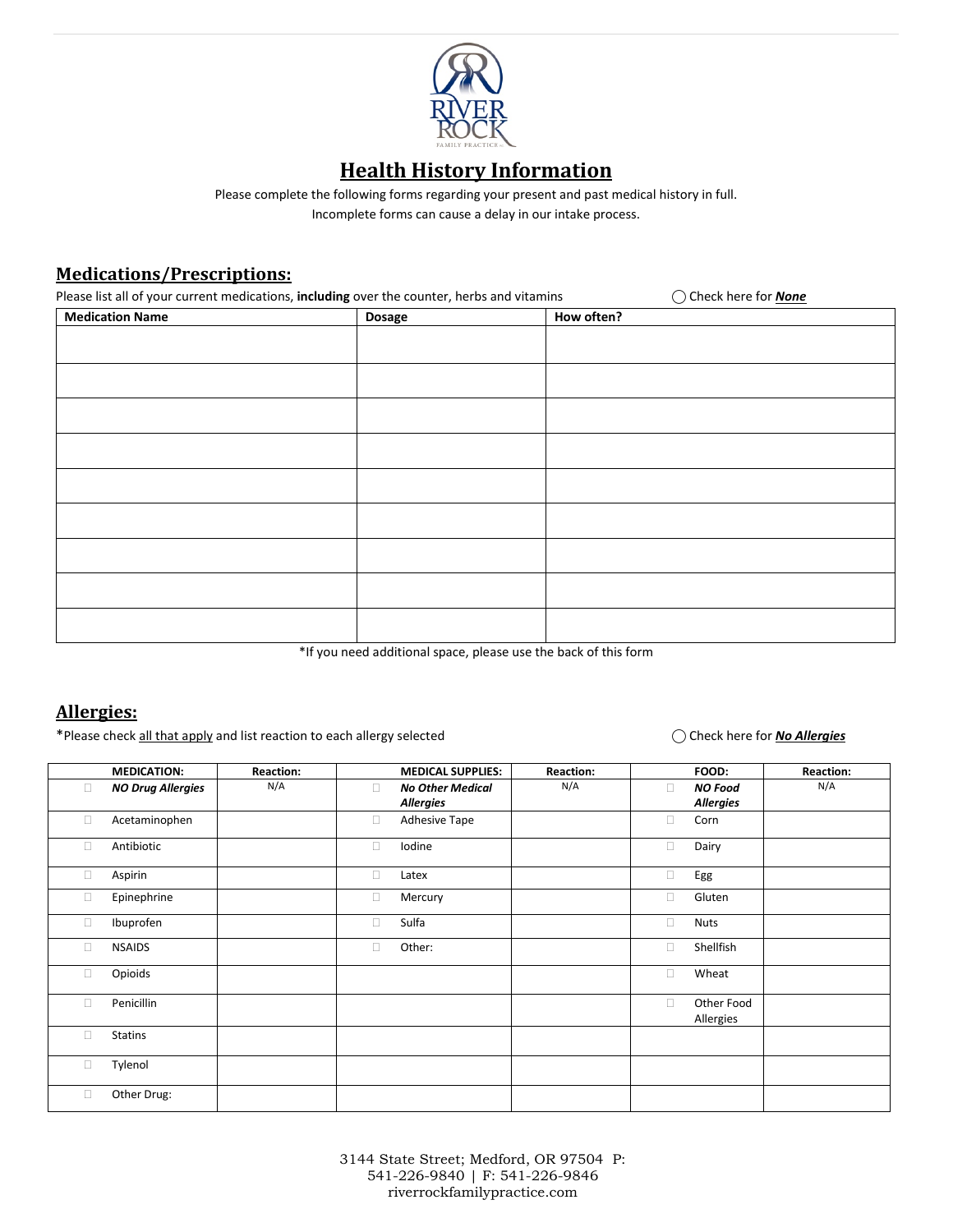# Health History Information

Please complete the following forms regarding your present and past medical history in full.
Incomplete forms can cause a delay in our intake process.

## Medications/Prescriptions:

Please list all of your current medications, **including** over the counter, herbs and vitamins ◯ Check here for ***None***

| Medication Name | Dosage | How often? |
|---|---|---|
| | | |
| | | |
| | | |
| | | |
| | | |
| | | |
| | | |
| | | |
| | | |

*If you need additional space, please use the back of this form

## Allergies:

*Please check all that apply and list reaction to each allergy selected ◯ Check here for ***No Allergies***

| | MEDICATION: | Reaction: | | MEDICAL SUPPLIES: | Reaction: | | FOOD: | Reaction: |
|---|---|---|---|---|---|---|---|---|
| ☐ | ***NO Drug Allergies*** | N/A | ☐ | ***No Other Medical Allergies*** | N/A | ☐ | ***NO Food Allergies*** | N/A |
| ☐ | Acetaminophen | | ☐ | Adhesive Tape | | ☐ | Corn | |
| ☐ | Antibiotic | | ☐ | Iodine | | ☐ | Dairy | |
| ☐ | Aspirin | | ☐ | Latex | | ☐ | Egg | |
| ☐ | Epinephrine | | ☐ | Mercury | | ☐ | Gluten | |
| ☐ | Ibuprofen | | ☐ | Sulfa | | ☐ | Nuts | |
| ☐ | NSAIDS | | ☐ | Other: | | ☐ | Shellfish | |
| ☐ | Opioids | | | | | ☐ | Wheat | |
| ☐ | Penicillin | | | | | ☐ | Other Food Allergies | |
| ☐ | Statins | | | | | | | |
| ☐ | Tylenol | | | | | | | |
| ☐ | Other Drug: | | | | | | | |

3144 State Street; Medford, OR 97504 P: 541-226-9840 | F: 541-226-9846
riverrockfamilypractice.com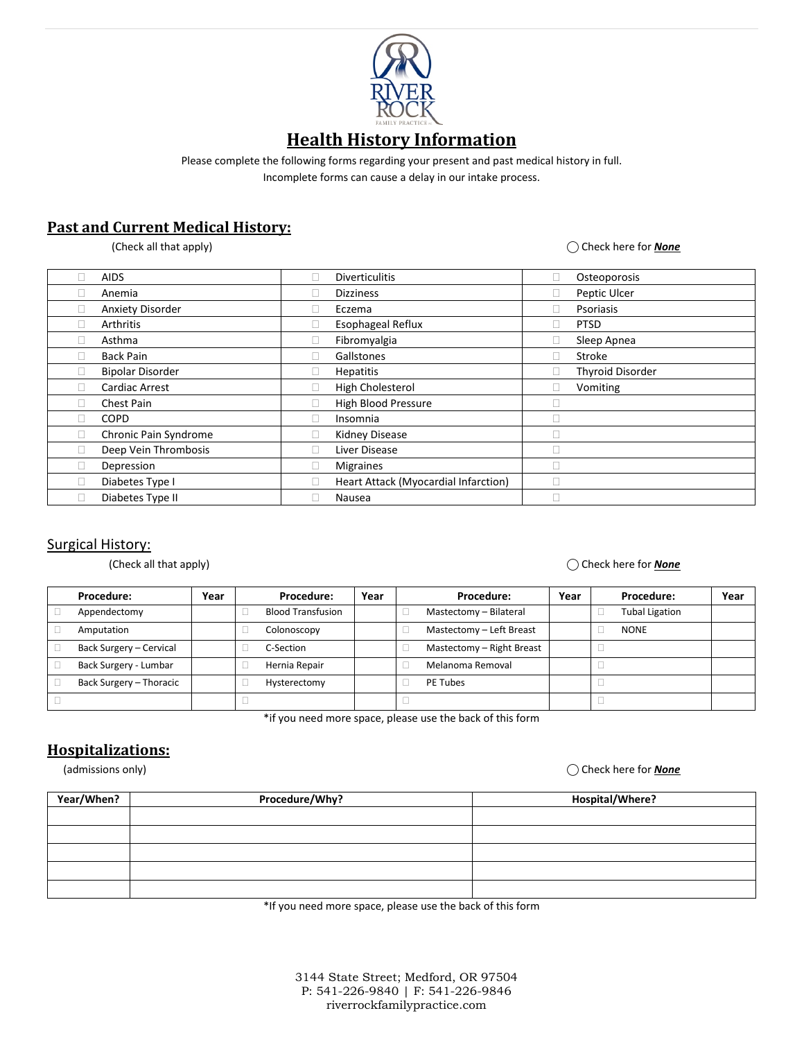RIVER ROCK FAMILY PRACTICE

# Health History Information

Please complete the following forms regarding your present and past medical history in full.
Incomplete forms can cause a delay in our intake process.

## Past and Current Medical History:

(Check all that apply) ◯ Check here for ***None***

| | | |
|---|---|---|
| ☐ AIDS | ☐ Diverticulitis | ☐ Osteoporosis |
| ☐ Anemia | ☐ Dizziness | ☐ Peptic Ulcer |
| ☐ Anxiety Disorder | ☐ Eczema | ☐ Psoriasis |
| ☐ Arthritis | ☐ Esophageal Reflux | ☐ PTSD |
| ☐ Asthma | ☐ Fibromyalgia | ☐ Sleep Apnea |
| ☐ Back Pain | ☐ Gallstones | ☐ Stroke |
| ☐ Bipolar Disorder | ☐ Hepatitis | ☐ Thyroid Disorder |
| ☐ Cardiac Arrest | ☐ High Cholesterol | ☐ Vomiting |
| ☐ Chest Pain | ☐ High Blood Pressure | ☐ |
| ☐ COPD | ☐ Insomnia | ☐ |
| ☐ Chronic Pain Syndrome | ☐ Kidney Disease | ☐ |
| ☐ Deep Vein Thrombosis | ☐ Liver Disease | ☐ |
| ☐ Depression | ☐ Migraines | ☐ |
| ☐ Diabetes Type I | ☐ Heart Attack (Myocardial Infarction) | ☐ |
| ☐ Diabetes Type II | ☐ Nausea | ☐ |

## Surgical History:

(Check all that apply) ◯ Check here for ***None***

| Procedure: | Year | Procedure: | Year | Procedure: | Year | Procedure: | Year |
|---|---|---|---|---|---|---|---|
| ☐ Appendectomy | | ☐ Blood Transfusion | | ☐ Mastectomy – Bilateral | | ☐ Tubal Ligation | |
| ☐ Amputation | | ☐ Colonoscopy | | ☐ Mastectomy – Left Breast | | ☐ NONE | |
| ☐ Back Surgery – Cervical | | ☐ C-Section | | ☐ Mastectomy – Right Breast | | ☐ | |
| ☐ Back Surgery - Lumbar | | ☐ Hernia Repair | | ☐ Melanoma Removal | | ☐ | |
| ☐ Back Surgery – Thoracic | | ☐ Hysterectomy | | ☐ PE Tubes | | ☐ | |
| ☐ | | ☐ | | ☐ | | ☐ | |

*if you need more space, please use the back of this form

## Hospitalizations:

(admissions only) ◯ Check here for ***None***

| Year/When? | Procedure/Why? | Hospital/Where? |
|---|---|---|
| | | |
| | | |
| | | |
| | | |
| | | |

*If you need more space, please use the back of this form

3144 State Street; Medford, OR 97504
P: 541-226-9840 | F: 541-226-9846
riverrockfamilypractice.com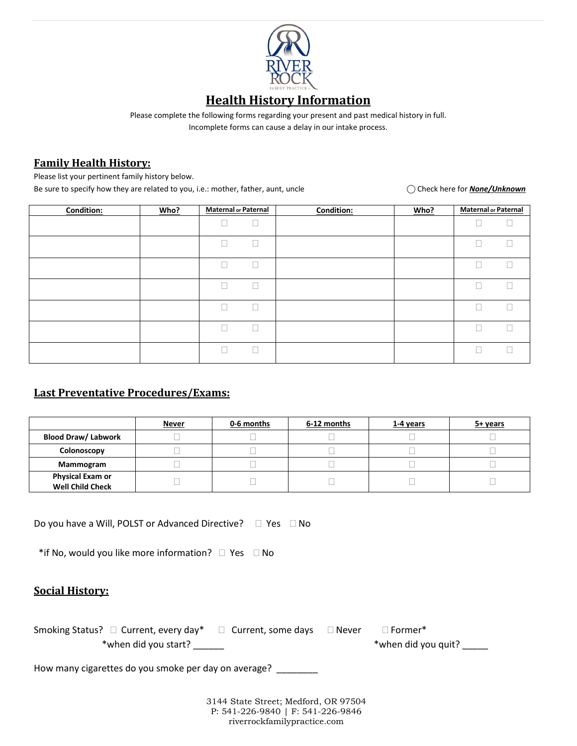# Health History Information

Please complete the following forms regarding your present and past medical history in full.
Incomplete forms can cause a delay in our intake process.

## Family Health History:

Please list your pertinent family history below.
Be sure to specify how they are related to you, i.e.: mother, father, aunt, uncle

◯ Check here for ***None/Unknown***

| Condition: | Who? | Maternal or Paternal | Condition: | Who? | Maternal or Paternal |
|---|---|---|---|---|---|
| | | ☐ ☐ | | | ☐ ☐ |
| | | ☐ ☐ | | | ☐ ☐ |
| | | ☐ ☐ | | | ☐ ☐ |
| | | ☐ ☐ | | | ☐ ☐ |
| | | ☐ ☐ | | | ☐ ☐ |
| | | ☐ ☐ | | | ☐ ☐ |
| | | ☐ ☐ | | | ☐ ☐ |

## Last Preventative Procedures/Exams:

| | Never | 0-6 months | 6-12 months | 1-4 years | 5+ years |
|---|---|---|---|---|---|
| **Blood Draw/ Labwork** | ☐ | ☐ | ☐ | ☐ | ☐ |
| **Colonoscopy** | ☐ | ☐ | ☐ | ☐ | ☐ |
| **Mammogram** | ☐ | ☐ | ☐ | ☐ | ☐ |
| **Physical Exam or Well Child Check** | ☐ | ☐ | ☐ | ☐ | ☐ |

Do you have a Will, POLST or Advanced Directive? ☐ Yes ☐ No

*if No, would you like more information? ☐ Yes ☐ No

## Social History:

Smoking Status? ☐ Current, every day* ☐ Current, some days ☐ Never ☐ Former*

*when did you start? ______ *when did you quit? _____

How many cigarettes do you smoke per day on average? ________

3144 State Street; Medford, OR 97504
P: 541-226-9840 | F: 541-226-9846
riverrockfamilypractice.com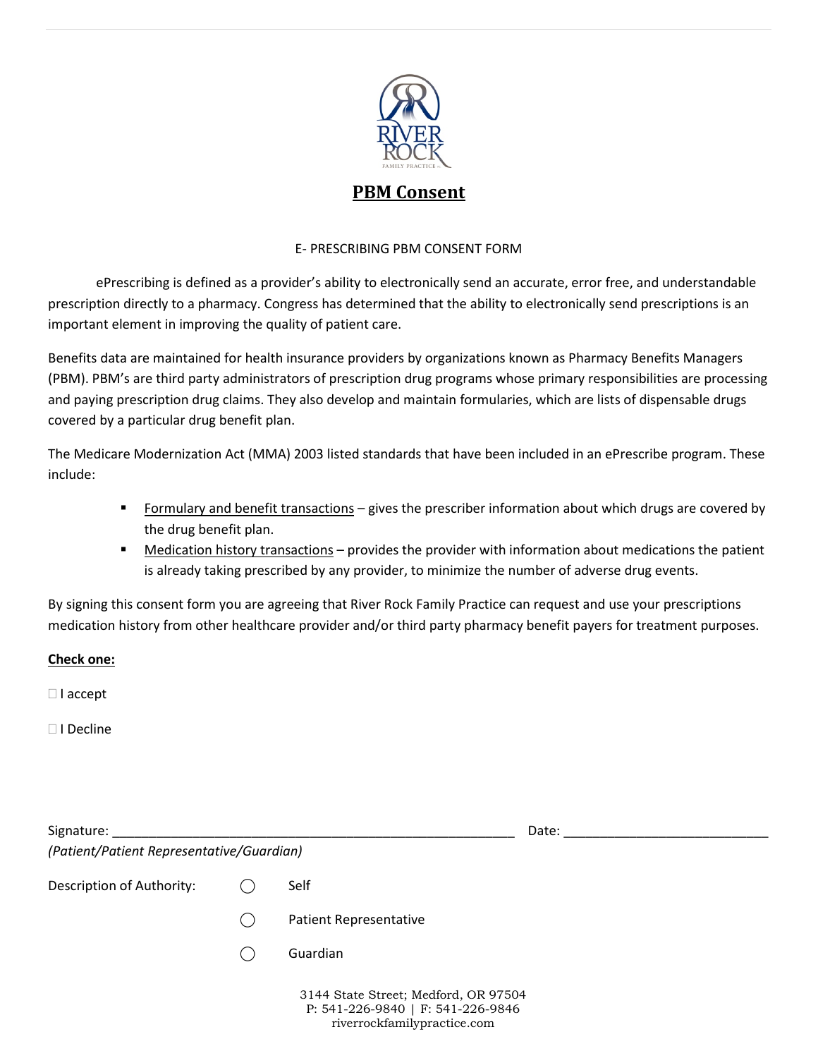# PBM Consent

E- PRESCRIBING PBM CONSENT FORM

ePrescribing is defined as a provider's ability to electronically send an accurate, error free, and understandable prescription directly to a pharmacy. Congress has determined that the ability to electronically send prescriptions is an important element in improving the quality of patient care.

Benefits data are maintained for health insurance providers by organizations known as Pharmacy Benefits Managers (PBM). PBM's are third party administrators of prescription drug programs whose primary responsibilities are processing and paying prescription drug claims. They also develop and maintain formularies, which are lists of dispensable drugs covered by a particular drug benefit plan.

The Medicare Modernization Act (MMA) 2003 listed standards that have been included in an ePrescribe program. These include:

- Formulary and benefit transactions – gives the prescriber information about which drugs are covered by the drug benefit plan.
- Medication history transactions – provides the provider with information about medications the patient is already taking prescribed by any provider, to minimize the number of adverse drug events.

By signing this consent form you are agreeing that River Rock Family Practice can request and use your prescriptions medication history from other healthcare provider and/or third party pharmacy benefit payers for treatment purposes.

**Check one:**

☐ I accept

☐ I Decline

Signature: ______________________________________________________ Date: ___________________________

*(Patient/Patient Representative/Guardian)*

Description of Authority:

◯ Self

◯ Patient Representative

◯ Guardian

3144 State Street; Medford, OR 97504
P: 541-226-9840 | F: 541-226-9846
riverrockfamilypractice.com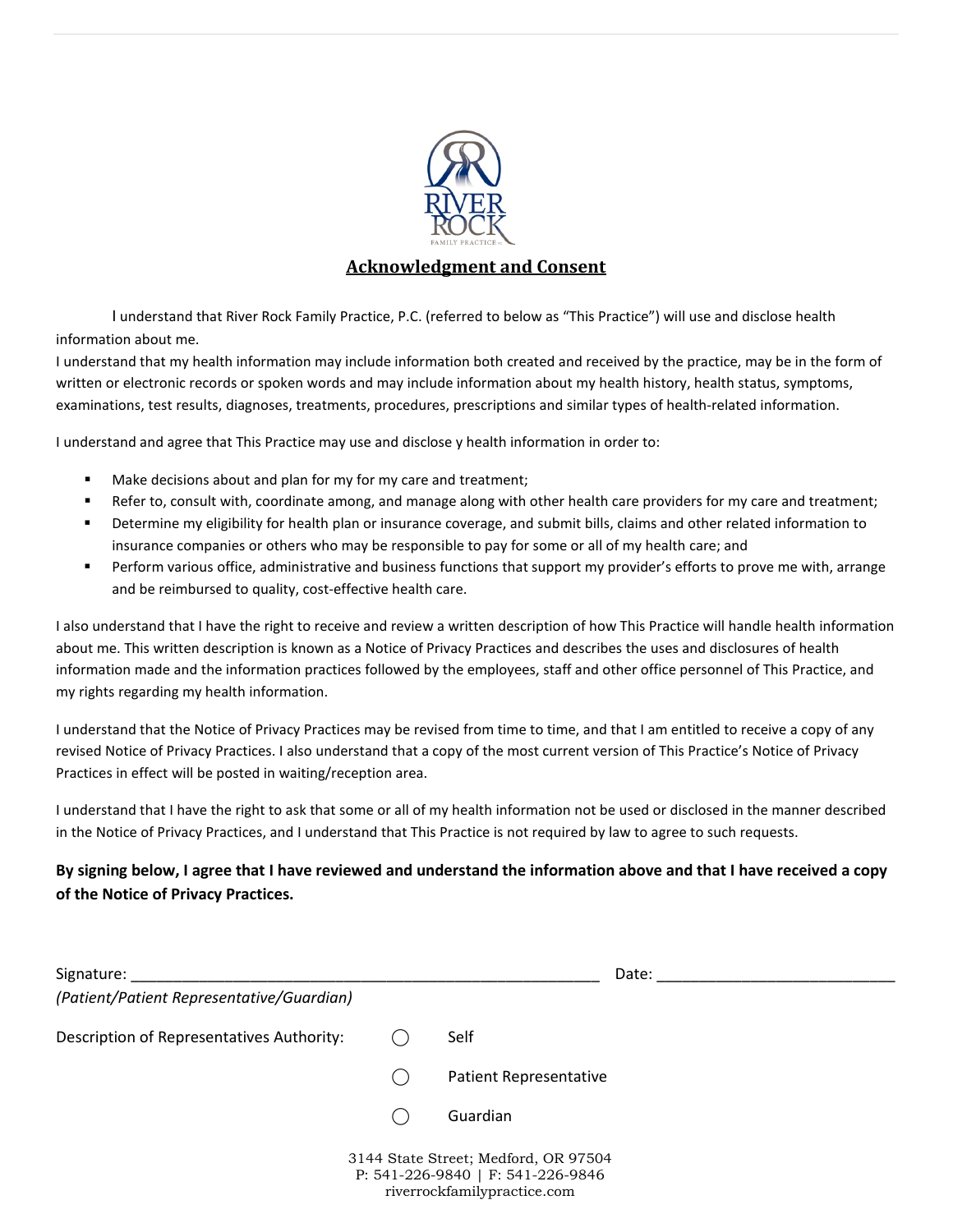# Acknowledgment and Consent

I understand that River Rock Family Practice, P.C. (referred to below as "This Practice") will use and disclose health information about me.

I understand that my health information may include information both created and received by the practice, may be in the form of written or electronic records or spoken words and may include information about my health history, health status, symptoms, examinations, test results, diagnoses, treatments, procedures, prescriptions and similar types of health-related information.

I understand and agree that This Practice may use and disclose y health information in order to:

- Make decisions about and plan for my for my care and treatment;
- Refer to, consult with, coordinate among, and manage along with other health care providers for my care and treatment;
- Determine my eligibility for health plan or insurance coverage, and submit bills, claims and other related information to insurance companies or others who may be responsible to pay for some or all of my health care; and
- Perform various office, administrative and business functions that support my provider's efforts to prove me with, arrange and be reimbursed to quality, cost-effective health care.

I also understand that I have the right to receive and review a written description of how This Practice will handle health information about me. This written description is known as a Notice of Privacy Practices and describes the uses and disclosures of health information made and the information practices followed by the employees, staff and other office personnel of This Practice, and my rights regarding my health information.

I understand that the Notice of Privacy Practices may be revised from time to time, and that I am entitled to receive a copy of any revised Notice of Privacy Practices. I also understand that a copy of the most current version of This Practice's Notice of Privacy Practices in effect will be posted in waiting/reception area.

I understand that I have the right to ask that some or all of my health information not be used or disclosed in the manner described in the Notice of Privacy Practices, and I understand that This Practice is not required by law to agree to such requests.

**By signing below, I agree that I have reviewed and understand the information above and that I have received a copy of the Notice of Privacy Practices.**

Signature: ________________________________________________________ Date: ____________________________
*(Patient/Patient Representative/Guardian)*

Description of Representatives Authority:

- ◯ Self
- ◯ Patient Representative
- ◯ Guardian

3144 State Street; Medford, OR 97504
P: 541-226-9840 | F: 541-226-9846
riverrockfamilypractice.com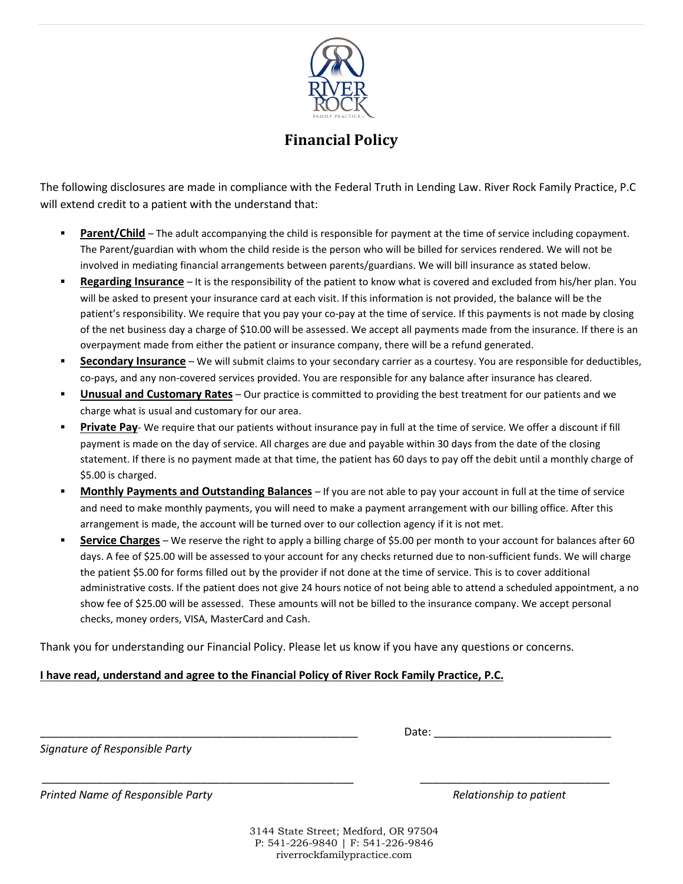# Financial Policy

The following disclosures are made in compliance with the Federal Truth in Lending Law. River Rock Family Practice, P.C will extend credit to a patient with the understand that:

- **Parent/Child** – The adult accompanying the child is responsible for payment at the time of service including copayment. The Parent/guardian with whom the child reside is the person who will be billed for services rendered. We will not be involved in mediating financial arrangements between parents/guardians. We will bill insurance as stated below.
- **Regarding Insurance** – It is the responsibility of the patient to know what is covered and excluded from his/her plan. You will be asked to present your insurance card at each visit. If this information is not provided, the balance will be the patient's responsibility. We require that you pay your co-pay at the time of service. If this payments is not made by closing of the net business day a charge of $10.00 will be assessed. We accept all payments made from the insurance. If there is an overpayment made from either the patient or insurance company, there will be a refund generated.
- **Secondary Insurance** – We will submit claims to your secondary carrier as a courtesy. You are responsible for deductibles, co-pays, and any non-covered services provided. You are responsible for any balance after insurance has cleared.
- **Unusual and Customary Rates** – Our practice is committed to providing the best treatment for our patients and we charge what is usual and customary for our area.
- **Private Pay**- We require that our patients without insurance pay in full at the time of service. We offer a discount if fill payment is made on the day of service. All charges are due and payable within 30 days from the date of the closing statement. If there is no payment made at that time, the patient has 60 days to pay off the debit until a monthly charge of $5.00 is charged.
- **Monthly Payments and Outstanding Balances** – If you are not able to pay your account in full at the time of service and need to make monthly payments, you will need to make a payment arrangement with our billing office. After this arrangement is made, the account will be turned over to our collection agency if it is not met.
- **Service Charges** – We reserve the right to apply a billing charge of $5.00 per month to your account for balances after 60 days. A fee of $25.00 will be assessed to your account for any checks returned due to non-sufficient funds. We will charge the patient $5.00 for forms filled out by the provider if not done at the time of service. This is to cover additional administrative costs. If the patient does not give 24 hours notice of not being able to attend a scheduled appointment, a no show fee of $25.00 will be assessed. These amounts will not be billed to the insurance company. We accept personal checks, money orders, VISA, MasterCard and Cash.

Thank you for understanding our Financial Policy. Please let us know if you have any questions or concerns.

**I have read, understand and agree to the Financial Policy of River Rock Family Practice, P.C.**

_____________________________________________ Date: ___________________________

*Signature of Responsible Party*

_____________________________________________ ___________________________

*Printed Name of Responsible Party* *Relationship to patient*

3144 State Street; Medford, OR 97504
P: 541-226-9840 | F: 541-226-9846
riverrockfamilypractice.com